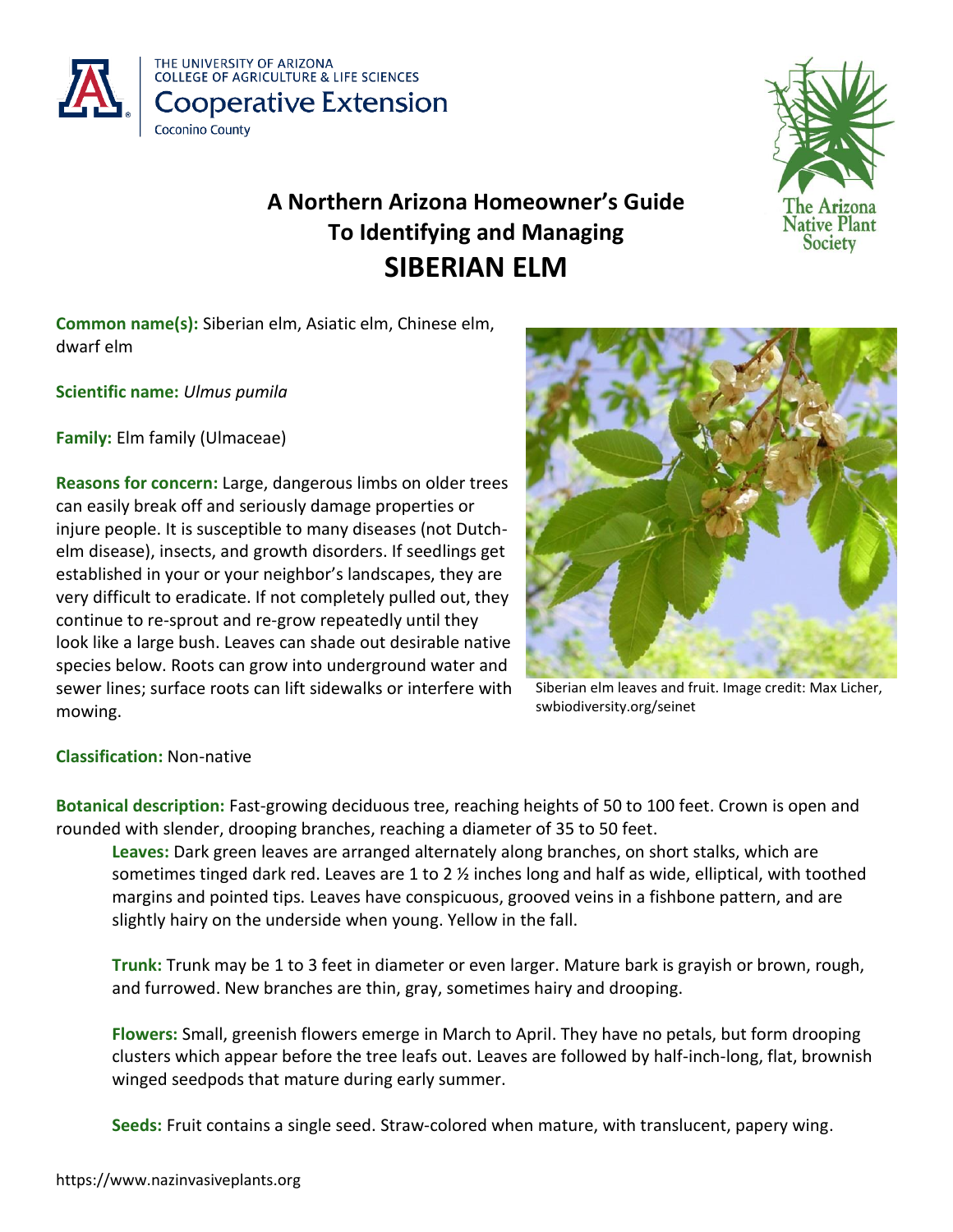THE UNIVERSITY OF ARIZONA
COLLEGE OF AGRICULTURE & LIFE SCIENCES
Cooperative Extension
Coconino County

The Arizona Native Plant Society

# A Northern Arizona Homeowner's Guide To Identifying and Managing SIBERIAN ELM

**Common name(s):** Siberian elm, Asiatic elm, Chinese elm, dwarf elm

**Scientific name:** *Ulmus pumila*

**Family:** Elm family (Ulmaceae)

**Reasons for concern:** Large, dangerous limbs on older trees can easily break off and seriously damage properties or injure people. It is susceptible to many diseases (not Dutch-elm disease), insects, and growth disorders. If seedlings get established in your or your neighbor's landscapes, they are very difficult to eradicate. If not completely pulled out, they continue to re-sprout and re-grow repeatedly until they look like a large bush. Leaves can shade out desirable native species below. Roots can grow into underground water and sewer lines; surface roots can lift sidewalks or interfere with mowing.

Siberian elm leaves and fruit. Image credit: Max Licher, swbiodiversity.org/seinet

**Classification:** Non-native

**Botanical description:** Fast-growing deciduous tree, reaching heights of 50 to 100 feet. Crown is open and rounded with slender, drooping branches, reaching a diameter of 35 to 50 feet.

**Leaves:** Dark green leaves are arranged alternately along branches, on short stalks, which are sometimes tinged dark red. Leaves are 1 to 2 ½ inches long and half as wide, elliptical, with toothed margins and pointed tips. Leaves have conspicuous, grooved veins in a fishbone pattern, and are slightly hairy on the underside when young. Yellow in the fall.

**Trunk:** Trunk may be 1 to 3 feet in diameter or even larger. Mature bark is grayish or brown, rough, and furrowed. New branches are thin, gray, sometimes hairy and drooping.

**Flowers:** Small, greenish flowers emerge in March to April. They have no petals, but form drooping clusters which appear before the tree leafs out. Leaves are followed by half-inch-long, flat, brownish winged seedpods that mature during early summer.

**Seeds:** Fruit contains a single seed. Straw-colored when mature, with translucent, papery wing.

https://www.nazinvasiveplants.org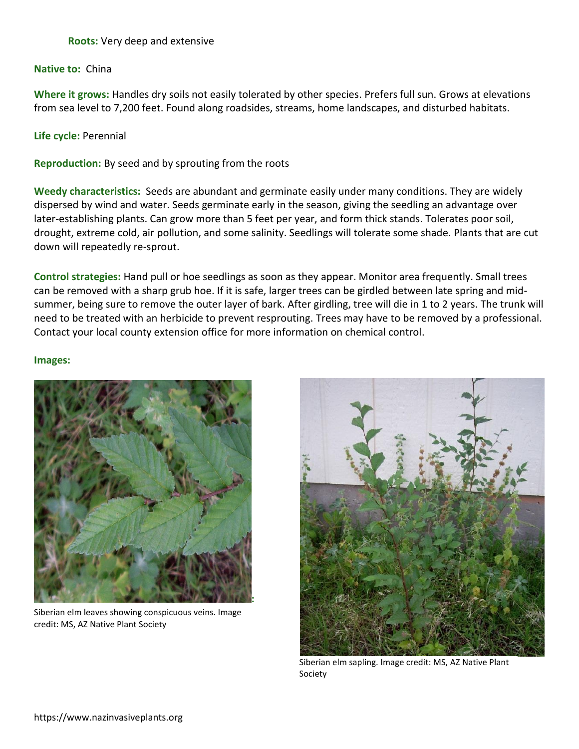**Roots:** Very deep and extensive

**Native to:** China

**Where it grows:** Handles dry soils not easily tolerated by other species. Prefers full sun. Grows at elevations from sea level to 7,200 feet. Found along roadsides, streams, home landscapes, and disturbed habitats.

**Life cycle:** Perennial

**Reproduction:** By seed and by sprouting from the roots

**Weedy characteristics:** Seeds are abundant and germinate easily under many conditions. They are widely dispersed by wind and water. Seeds germinate early in the season, giving the seedling an advantage over later-establishing plants. Can grow more than 5 feet per year, and form thick stands. Tolerates poor soil, drought, extreme cold, air pollution, and some salinity. Seedlings will tolerate some shade. Plants that are cut down will repeatedly re-sprout.

**Control strategies:** Hand pull or hoe seedlings as soon as they appear. Monitor area frequently. Small trees can be removed with a sharp grub hoe. If it is safe, larger trees can be girdled between late spring and mid-summer, being sure to remove the outer layer of bark. After girdling, tree will die in 1 to 2 years. The trunk will need to be treated with an herbicide to prevent resprouting. Trees may have to be removed by a professional. Contact your local county extension office for more information on chemical control.

**Images:**

Siberian elm leaves showing conspicuous veins. Image credit: MS, AZ Native Plant Society

Siberian elm sapling. Image credit: MS, AZ Native Plant Society

https://www.nazinvasiveplants.org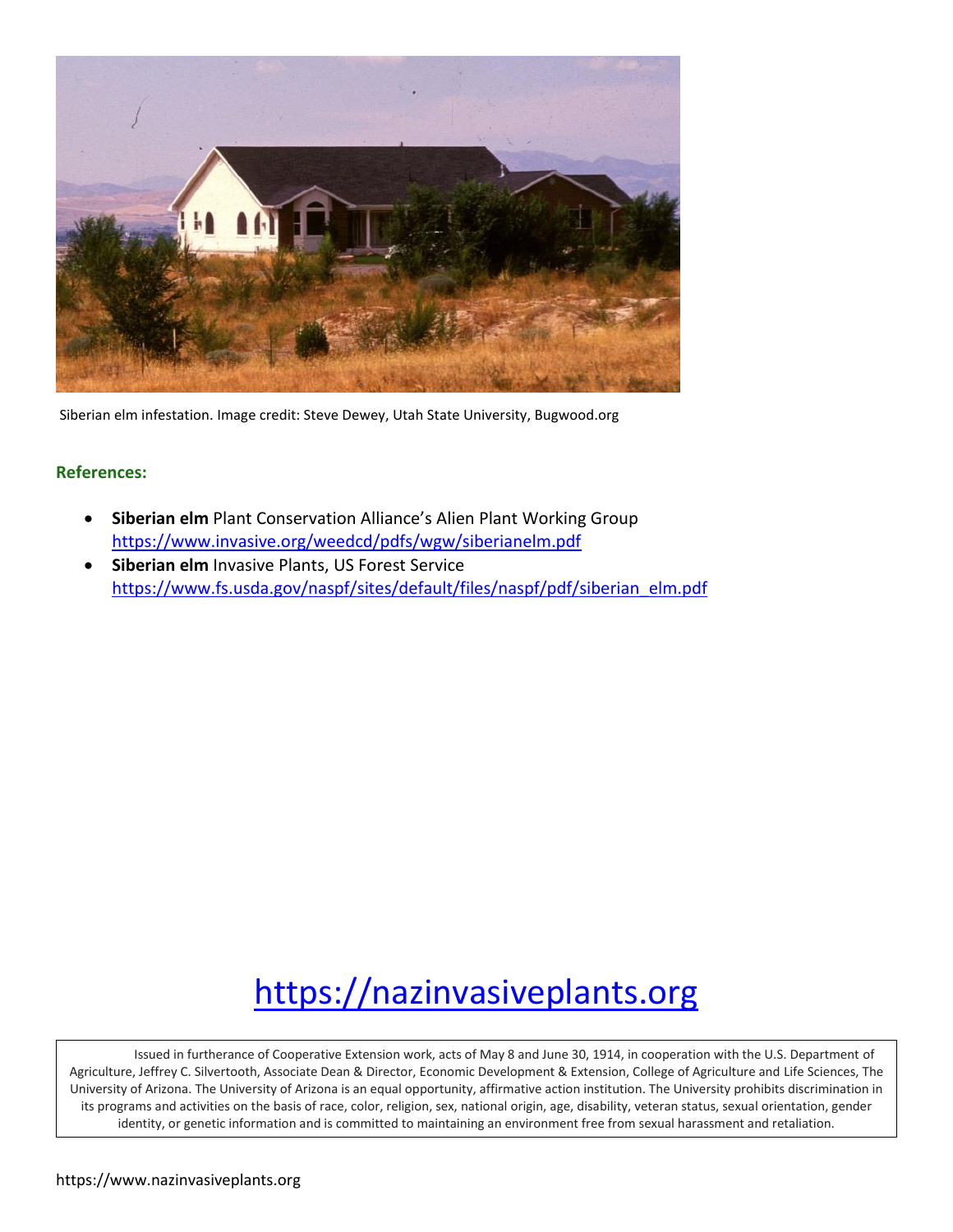Siberian elm infestation. Image credit: Steve Dewey, Utah State University, Bugwood.org

## References:

- **Siberian elm** Plant Conservation Alliance's Alien Plant Working Group
  https://www.invasive.org/weedcd/pdfs/wgw/siberianelm.pdf
- **Siberian elm** Invasive Plants, US Forest Service
  https://www.fs.usda.gov/naspf/sites/default/files/naspf/pdf/siberian_elm.pdf

# https://nazinvasiveplants.org

Issued in furtherance of Cooperative Extension work, acts of May 8 and June 30, 1914, in cooperation with the U.S. Department of Agriculture, Jeffrey C. Silvertooth, Associate Dean & Director, Economic Development & Extension, College of Agriculture and Life Sciences, The University of Arizona. The University of Arizona is an equal opportunity, affirmative action institution. The University prohibits discrimination in its programs and activities on the basis of race, color, religion, sex, national origin, age, disability, veteran status, sexual orientation, gender identity, or genetic information and is committed to maintaining an environment free from sexual harassment and retaliation.